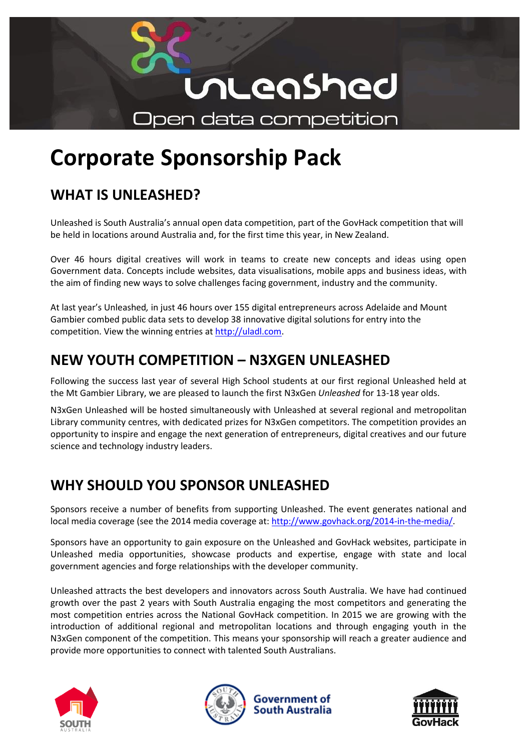# Corporate Sponsorship Pack

## WHAT IS UNLEASHED?

Unleashed is South Australia's annual open data competition, part of the GovHack competition that will be held in locations around Australia and, for the first time this year, in New Zealand.

Over 46 hours digital creatives will work in teams to create new concepts and ideas using open Government data. Concepts include websites, data visualisations, mobile apps and business ideas, with the aim of finding new ways to solve challenges facing government, industry and the community.

At last year's Unleashed, in just 46 hours over 155 digital entrepreneurs across Adelaide and Mount Gambier combed public data sets to develop 38 innovative digital solutions for entry into the competition. View the winning entries at http://uladl.com.

## NEW YOUTH COMPETITION – N3XGEN UNLEASHED

Following the success last year of several High School students at our first regional Unleashed held at the Mt Gambier Library, we are pleased to launch the first N3xGen *Unleashed* for 13-18 year olds.

N3xGen Unleashed will be hosted simultaneously with Unleashed at several regional and metropolitan Library community centres, with dedicated prizes for N3xGen competitors. The competition provides an opportunity to inspire and engage the next generation of entrepreneurs, digital creatives and our future science and technology industry leaders.

## WHY SHOULD YOU SPONSOR UNLEASHED

Sponsors receive a number of benefits from supporting Unleashed. The event generates national and local media coverage (see the 2014 media coverage at: http://www.govhack.org/2014-in-the-media/.

Sponsors have an opportunity to gain exposure on the Unleashed and GovHack websites, participate in Unleashed media opportunities, showcase products and expertise, engage with state and local government agencies and forge relationships with the developer community.

Unleashed attracts the best developers and innovators across South Australia. We have had continued growth over the past 2 years with South Australia engaging the most competitors and generating the most competition entries across the National GovHack competition. In 2015 we are growing with the introduction of additional regional and metropolitan locations and through engaging youth in the N3xGen component of the competition. This means your sponsorship will reach a greater audience and provide more opportunities to connect with talented South Australians.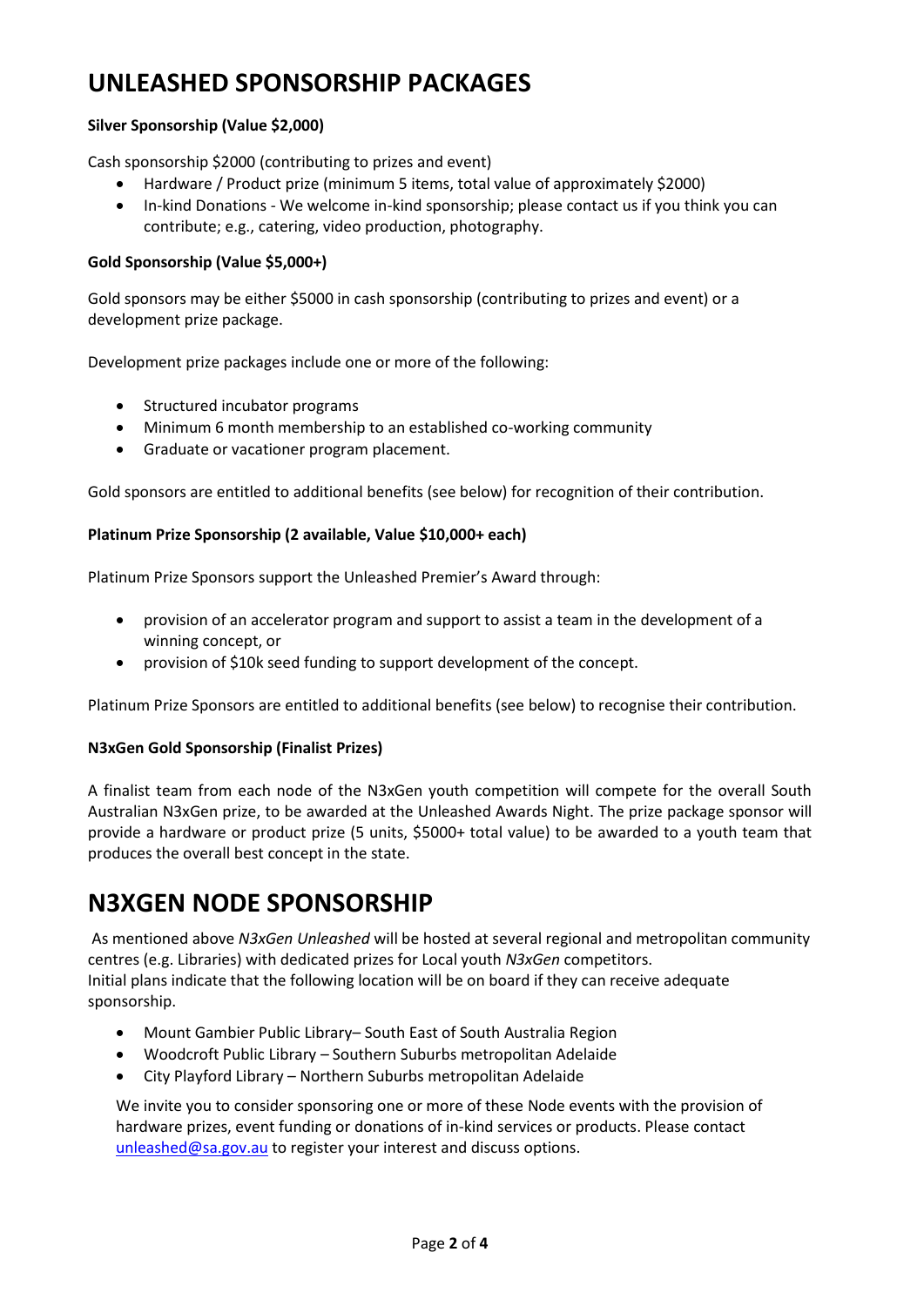# UNLEASHED SPONSORSHIP PACKAGES

**Silver Sponsorship (Value $2,000)**

Cash sponsorship $2000 (contributing to prizes and event)

- Hardware / Product prize (minimum 5 items, total value of approximately $2000)
- In-kind Donations - We welcome in-kind sponsorship; please contact us if you think you can contribute; e.g., catering, video production, photography.

**Gold Sponsorship (Value $5,000+)**

Gold sponsors may be either $5000 in cash sponsorship (contributing to prizes and event) or a development prize package.

Development prize packages include one or more of the following:

- Structured incubator programs
- Minimum 6 month membership to an established co-working community
- Graduate or vacationer program placement.

Gold sponsors are entitled to additional benefits (see below) for recognition of their contribution.

**Platinum Prize Sponsorship (2 available, Value $10,000+ each)**

Platinum Prize Sponsors support the Unleashed Premier's Award through:

- provision of an accelerator program and support to assist a team in the development of a winning concept, or
- provision of $10k seed funding to support development of the concept.

Platinum Prize Sponsors are entitled to additional benefits (see below) to recognise their contribution.

**N3xGen Gold Sponsorship (Finalist Prizes)**

A finalist team from each node of the N3xGen youth competition will compete for the overall South Australian N3xGen prize, to be awarded at the Unleashed Awards Night. The prize package sponsor will provide a hardware or product prize (5 units, $5000+ total value) to be awarded to a youth team that produces the overall best concept in the state.

# N3XGEN NODE SPONSORSHIP

As mentioned above *N3xGen Unleashed* will be hosted at several regional and metropolitan community centres (e.g. Libraries) with dedicated prizes for Local youth *N3xGen* competitors.
Initial plans indicate that the following location will be on board if they can receive adequate sponsorship.

- Mount Gambier Public Library– South East of South Australia Region
- Woodcroft Public Library – Southern Suburbs metropolitan Adelaide
- City Playford Library – Northern Suburbs metropolitan Adelaide

We invite you to consider sponsoring one or more of these Node events with the provision of hardware prizes, event funding or donations of in-kind services or products. Please contact unleashed@sa.gov.au to register your interest and discuss options.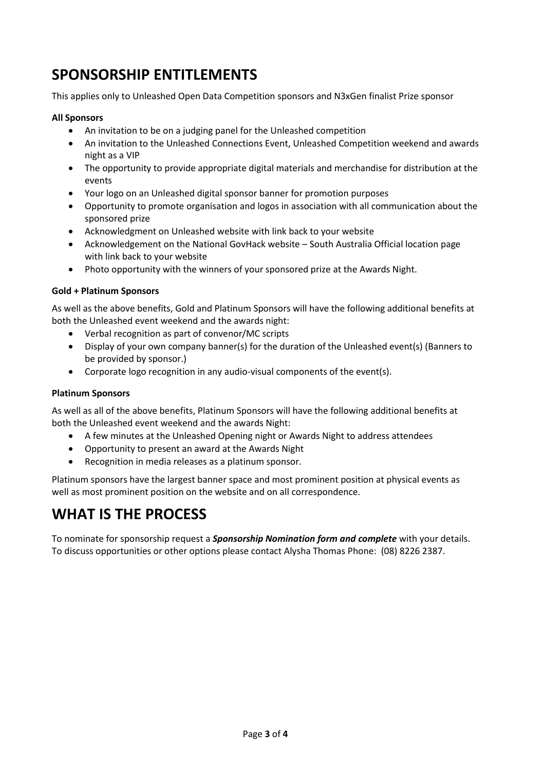# SPONSORSHIP ENTITLEMENTS

This applies only to Unleashed Open Data Competition sponsors and N3xGen finalist Prize sponsor

**All Sponsors**

- An invitation to be on a judging panel for the Unleashed competition
- An invitation to the Unleashed Connections Event, Unleashed Competition weekend and awards night as a VIP
- The opportunity to provide appropriate digital materials and merchandise for distribution at the events
- Your logo on an Unleashed digital sponsor banner for promotion purposes
- Opportunity to promote organisation and logos in association with all communication about the sponsored prize
- Acknowledgment on Unleashed website with link back to your website
- Acknowledgement on the National GovHack website – South Australia Official location page with link back to your website
- Photo opportunity with the winners of your sponsored prize at the Awards Night.

**Gold + Platinum Sponsors**

As well as the above benefits, Gold and Platinum Sponsors will have the following additional benefits at both the Unleashed event weekend and the awards night:

- Verbal recognition as part of convenor/MC scripts
- Display of your own company banner(s) for the duration of the Unleashed event(s) (Banners to be provided by sponsor.)
- Corporate logo recognition in any audio-visual components of the event(s).

**Platinum Sponsors**

As well as all of the above benefits, Platinum Sponsors will have the following additional benefits at both the Unleashed event weekend and the awards Night:

- A few minutes at the Unleashed Opening night or Awards Night to address attendees
- Opportunity to present an award at the Awards Night
- Recognition in media releases as a platinum sponsor.

Platinum sponsors have the largest banner space and most prominent position at physical events as well as most prominent position on the website and on all correspondence.

# WHAT IS THE PROCESS

To nominate for sponsorship request a ***Sponsorship Nomination form and complete*** with your details. To discuss opportunities or other options please contact Alysha Thomas Phone: (08) 8226 2387.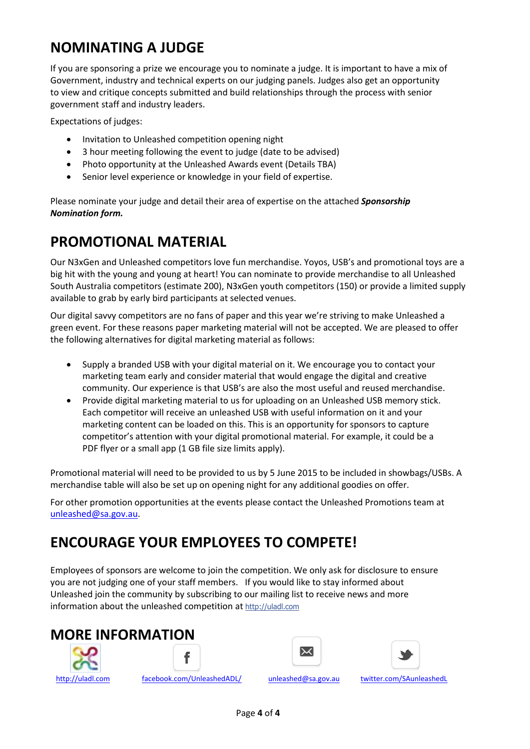## NOMINATING A JUDGE

If you are sponsoring a prize we encourage you to nominate a judge. It is important to have a mix of Government, industry and technical experts on our judging panels. Judges also get an opportunity to view and critique concepts submitted and build relationships through the process with senior government staff and industry leaders.

Expectations of judges:

- Invitation to Unleashed competition opening night
- 3 hour meeting following the event to judge (date to be advised)
- Photo opportunity at the Unleashed Awards event (Details TBA)
- Senior level experience or knowledge in your field of expertise.

Please nominate your judge and detail their area of expertise on the attached ***Sponsorship Nomination form.***

## PROMOTIONAL MATERIAL

Our N3xGen and Unleashed competitors love fun merchandise. Yoyos, USB's and promotional toys are a big hit with the young and young at heart! You can nominate to provide merchandise to all Unleashed South Australia competitors (estimate 200), N3xGen youth competitors (150) or provide a limited supply available to grab by early bird participants at selected venues.

Our digital savvy competitors are no fans of paper and this year we're striving to make Unleashed a green event. For these reasons paper marketing material will not be accepted. We are pleased to offer the following alternatives for digital marketing material as follows:

- Supply a branded USB with your digital material on it. We encourage you to contact your marketing team early and consider material that would engage the digital and creative community. Our experience is that USB's are also the most useful and reused merchandise.
- Provide digital marketing material to us for uploading on an Unleashed USB memory stick. Each competitor will receive an unleashed USB with useful information on it and your marketing content can be loaded on this. This is an opportunity for sponsors to capture competitor's attention with your digital promotional material. For example, it could be a PDF flyer or a small app (1 GB file size limits apply).

Promotional material will need to be provided to us by 5 June 2015 to be included in showbags/USBs. A merchandise table will also be set up on opening night for any additional goodies on offer.

For other promotion opportunities at the events please contact the Unleashed Promotions team at unleashed@sa.gov.au.

## ENCOURAGE YOUR EMPLOYEES TO COMPETE!

Employees of sponsors are welcome to join the competition. We only ask for disclosure to ensure you are not judging one of your staff members. If you would like to stay informed about Unleashed join the community by subscribing to our mailing list to receive news and more information about the unleashed competition at http://uladl.com

## MORE INFORMATION

http://uladl.com | facebook.com/UnleashedADL/ | unleashed@sa.gov.au | twitter.com/SAunleashedL